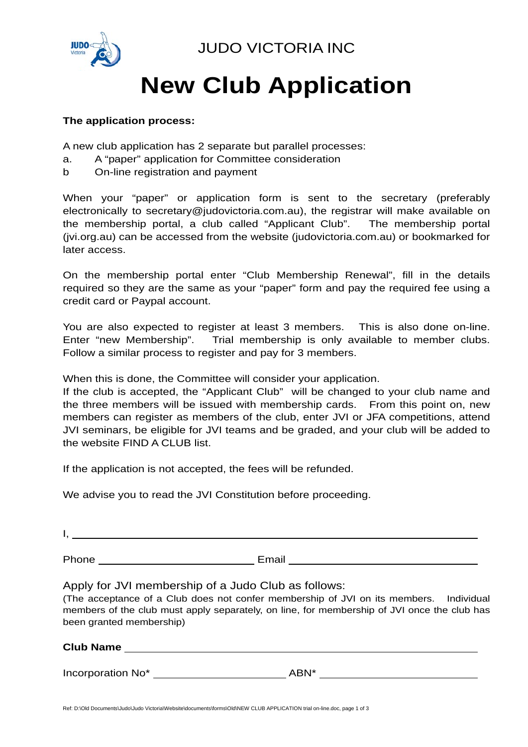JUDO VICTORIA INC

# New Club Application

**The application process:**

A new club application has 2 separate but parallel processes:

a. A "paper" application for Committee consideration
b On-line registration and payment

When your "paper" or application form is sent to the secretary (preferably electronically to secretary@judovictoria.com.au), the registrar will make available on the membership portal, a club called "Applicant Club". The membership portal (jvi.org.au) can be accessed from the website (judovictoria.com.au) or bookmarked for later access.

On the membership portal enter "Club Membership Renewal", fill in the details required so they are the same as your "paper" form and pay the required fee using a credit card or Paypal account.

You are also expected to register at least 3 members. This is also done on-line. Enter "new Membership". Trial membership is only available to member clubs. Follow a similar process to register and pay for 3 members.

When this is done, the Committee will consider your application.
If the club is accepted, the "Applicant Club" will be changed to your club name and the three members will be issued with membership cards. From this point on, new members can register as members of the club, enter JVI or JFA competitions, attend JVI seminars, be eligible for JVI teams and be graded, and your club will be added to the website FIND A CLUB list.

If the application is not accepted, the fees will be refunded.

We advise you to read the JVI Constitution before proceeding.

I, ______________________________________________

Phone ____________________ Email ____________________

Apply for JVI membership of a Judo Club as follows:
(The acceptance of a Club does not confer membership of JVI on its members. Individual members of the club must apply separately, on line, for membership of JVI once the club has been granted membership)

**Club Name** ______________________________________________

Incorporation No* ____________________ ABN* ____________________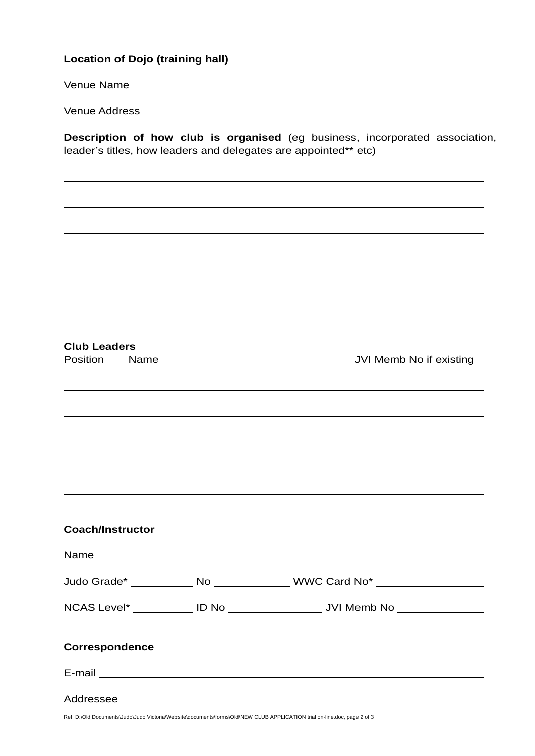**Location of Dojo (training hall)**

Venue Name ______________________________________________

Venue Address ____________________________________________

**Description of how club is organised** (eg business, incorporated association, leader's titles, how leaders and delegates are appointed** etc)

______________________________________________________________

______________________________________________________________

______________________________________________________________

______________________________________________________________

______________________________________________________________

______________________________________________________________

**Club Leaders**

Position Name JVI Memb No if existing

______________________________________________________________

______________________________________________________________

______________________________________________________________

______________________________________________________________

______________________________________________________________

**Coach/Instructor**

Name ___________________________________________________

Judo Grade* __________ No ____________ WWC Card No* ________________

NCAS Level* __________ ID No ______________ JVI Memb No ____________

**Correspondence**

E-mail __________________________________________________

Addressee ______________________________________________

Ref: D:\Old Documents\Judo\Judo Victoria\Website\documents\forms\Old\NEW CLUB APPLICATION trial on-line.doc, page 2 of 3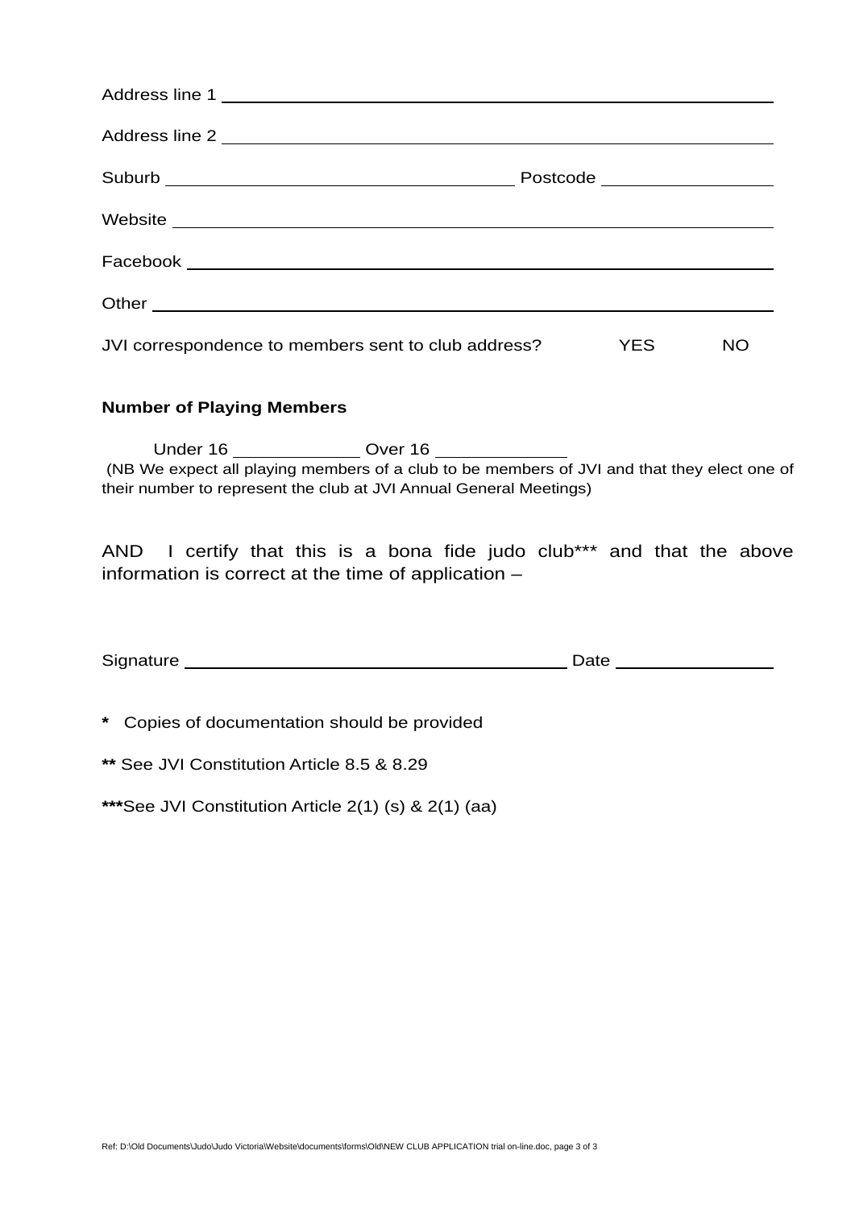Address line 1 ______________________________________________

Address line 2 ______________________________________________

Suburb ______________________________ Postcode ______________

Website ______________________________________________

Facebook ______________________________________________

Other ______________________________________________

JVI correspondence to members sent to club address? YES NO

**Number of Playing Members**

Under 16 __________ Over 16 __________

(NB We expect all playing members of a club to be members of JVI and that they elect one of their number to represent the club at JVI Annual General Meetings)

AND I certify that this is a bona fide judo club*** and that the above information is correct at the time of application –

Signature ______________________________ Date ______________

**\*** Copies of documentation should be provided

**\*\*** See JVI Constitution Article 8.5 & 8.29

**\*\*\***See JVI Constitution Article 2(1) (s) & 2(1) (aa)

Ref: D:\Old Documents\Judo\Judo Victoria\Website\documents\forms\Old\NEW CLUB APPLICATION trial on-line.doc, page 3 of 3